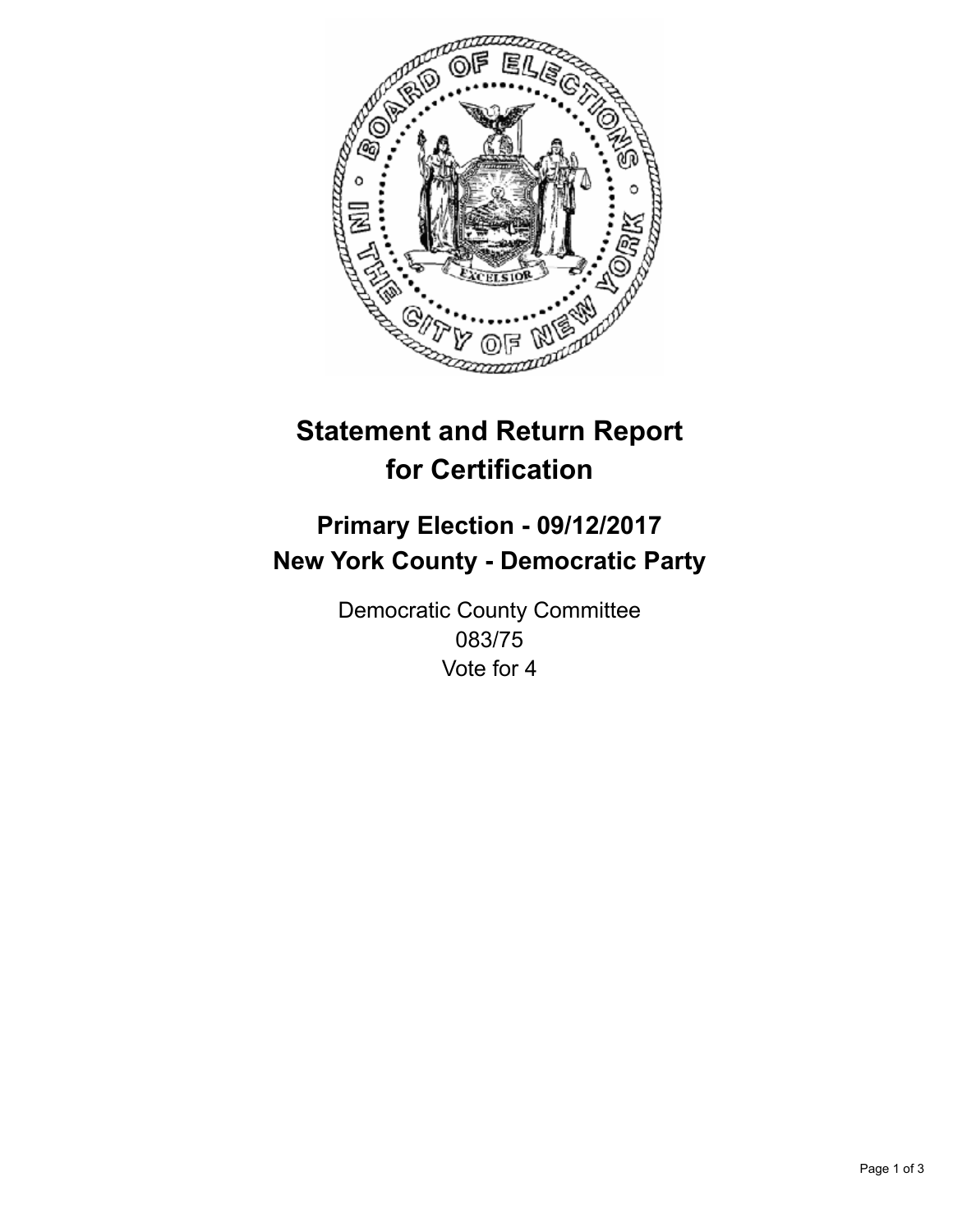# Statement and Return Report for Certification

## Primary Election - 09/12/2017
## New York County - Democratic Party

Democratic County Committee
083/75
Vote for 4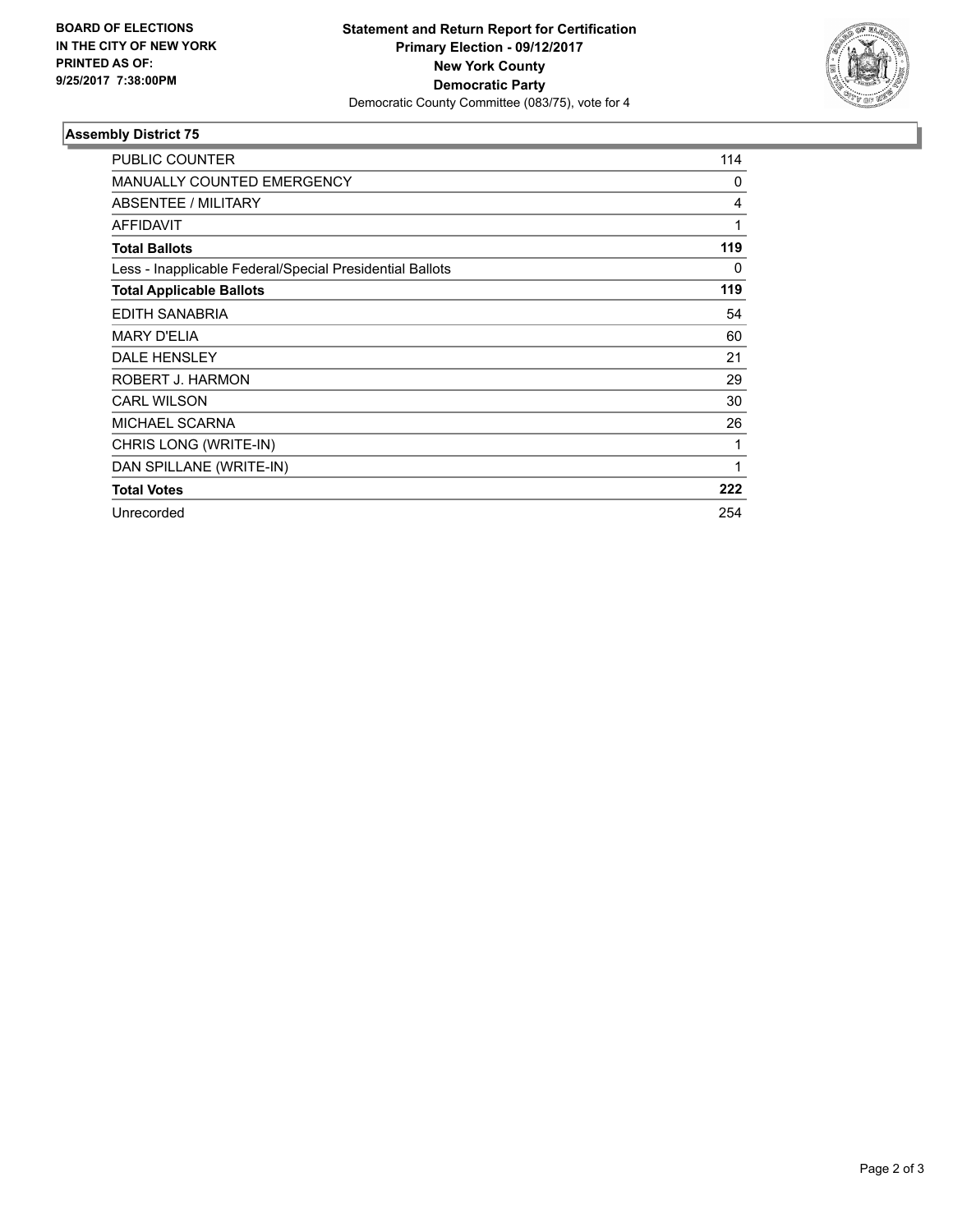**BOARD OF ELECTIONS IN THE CITY OF NEW YORK PRINTED AS OF: 9/25/2017 7:38:00PM**

**Statement and Return Report for Certification**
**Primary Election - 09/12/2017**
**New York County**
**Democratic Party**
Democratic County Committee (083/75), vote for 4

### Assembly District 75

| | |
|---|---|
| PUBLIC COUNTER | 114 |
| MANUALLY COUNTED EMERGENCY | 0 |
| ABSENTEE / MILITARY | 4 |
| AFFIDAVIT | 1 |
| **Total Ballots** | **119** |
| Less - Inapplicable Federal/Special Presidential Ballots | 0 |
| **Total Applicable Ballots** | **119** |
| EDITH SANABRIA | 54 |
| MARY D'ELIA | 60 |
| DALE HENSLEY | 21 |
| ROBERT J. HARMON | 29 |
| CARL WILSON | 30 |
| MICHAEL SCARNA | 26 |
| CHRIS LONG (WRITE-IN) | 1 |
| DAN SPILLANE (WRITE-IN) | 1 |
| **Total Votes** | **222** |
| Unrecorded | 254 |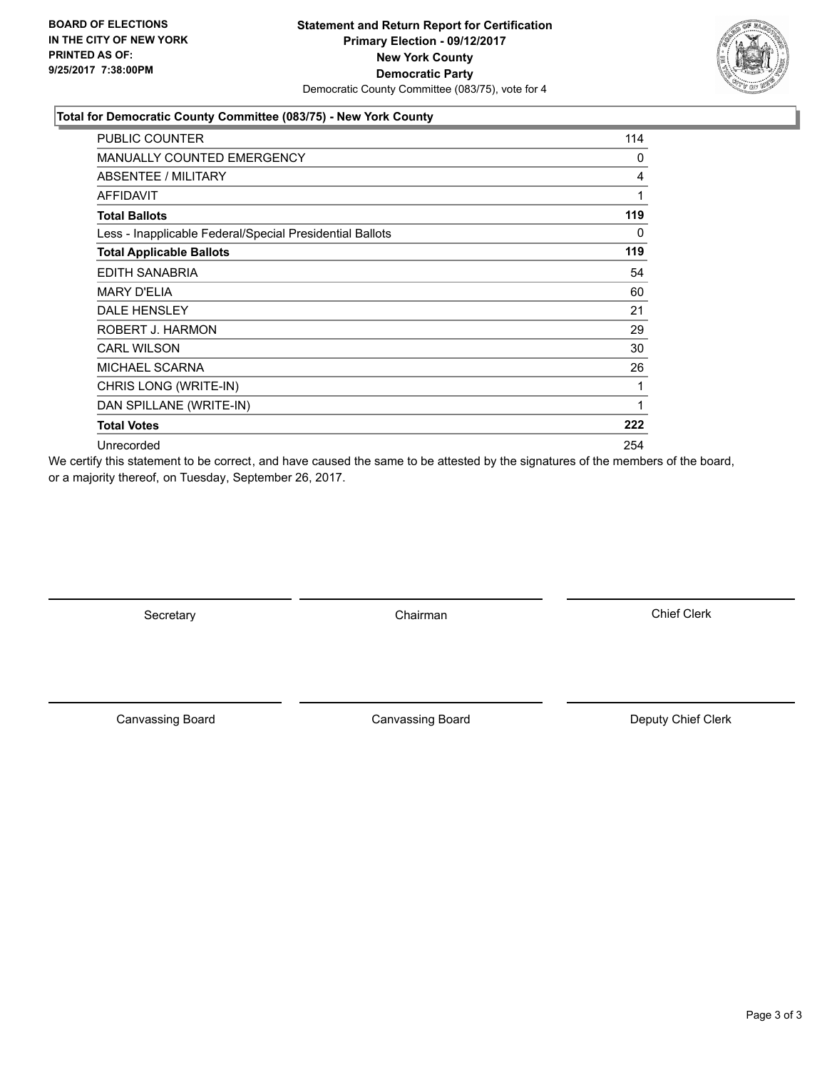**BOARD OF ELECTIONS IN THE CITY OF NEW YORK PRINTED AS OF: 9/25/2017 7:38:00PM**

**Statement and Return Report for Certification**
**Primary Election - 09/12/2017**
**New York County**
**Democratic Party**
Democratic County Committee (083/75), vote for 4

### Total for Democratic County Committee (083/75) - New York County

| | |
|---|---|
| PUBLIC COUNTER | 114 |
| MANUALLY COUNTED EMERGENCY | 0 |
| ABSENTEE / MILITARY | 4 |
| AFFIDAVIT | 1 |
| **Total Ballots** | **119** |
| Less - Inapplicable Federal/Special Presidential Ballots | 0 |
| **Total Applicable Ballots** | **119** |
| EDITH SANABRIA | 54 |
| MARY D'ELIA | 60 |
| DALE HENSLEY | 21 |
| ROBERT J. HARMON | 29 |
| CARL WILSON | 30 |
| MICHAEL SCARNA | 26 |
| CHRIS LONG (WRITE-IN) | 1 |
| DAN SPILLANE (WRITE-IN) | 1 |
| **Total Votes** | **222** |
| Unrecorded | 254 |

We certify this statement to be correct, and have caused the same to be attested by the signatures of the members of the board, or a majority thereof, on Tuesday, September 26, 2017.

Secretary

Chairman

Chief Clerk

Canvassing Board

Canvassing Board

Deputy Chief Clerk